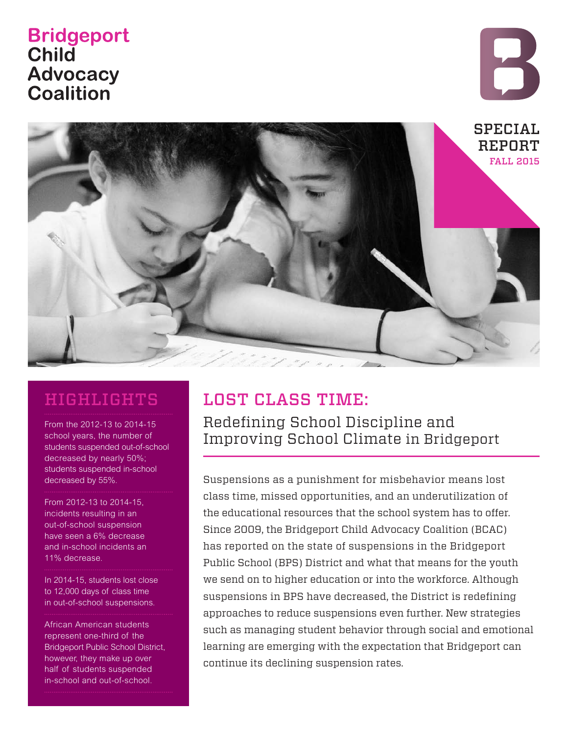# Bridgeport Child Advocacy Coalition

**SPECIAL REPORT**
**FALL 2015**

## HIGHLIGHTS

From the 2012-13 to 2014-15 school years, the number of students suspended out-of-school decreased by nearly 50%; students suspended in-school decreased by 55%.

From 2012-13 to 2014-15, incidents resulting in an out-of-school suspension have seen a 6% decrease and in-school incidents an 11% decrease.

In 2014-15, students lost close to 12,000 days of class time in out-of-school suspensions.

African American students represent one-third of the Bridgeport Public School District, however, they make up over half of students suspended in-school and out-of-school.

## LOST CLASS TIME:

### Redefining School Discipline and Improving School Climate in Bridgeport

Suspensions as a punishment for misbehavior means lost class time, missed opportunities, and an underutilization of the educational resources that the school system has to offer. Since 2009, the Bridgeport Child Advocacy Coalition (BCAC) has reported on the state of suspensions in the Bridgeport Public School (BPS) District and what that means for the youth we send on to higher education or into the workforce. Although suspensions in BPS have decreased, the District is redefining approaches to reduce suspensions even further. New strategies such as managing student behavior through social and emotional learning are emerging with the expectation that Bridgeport can continue its declining suspension rates.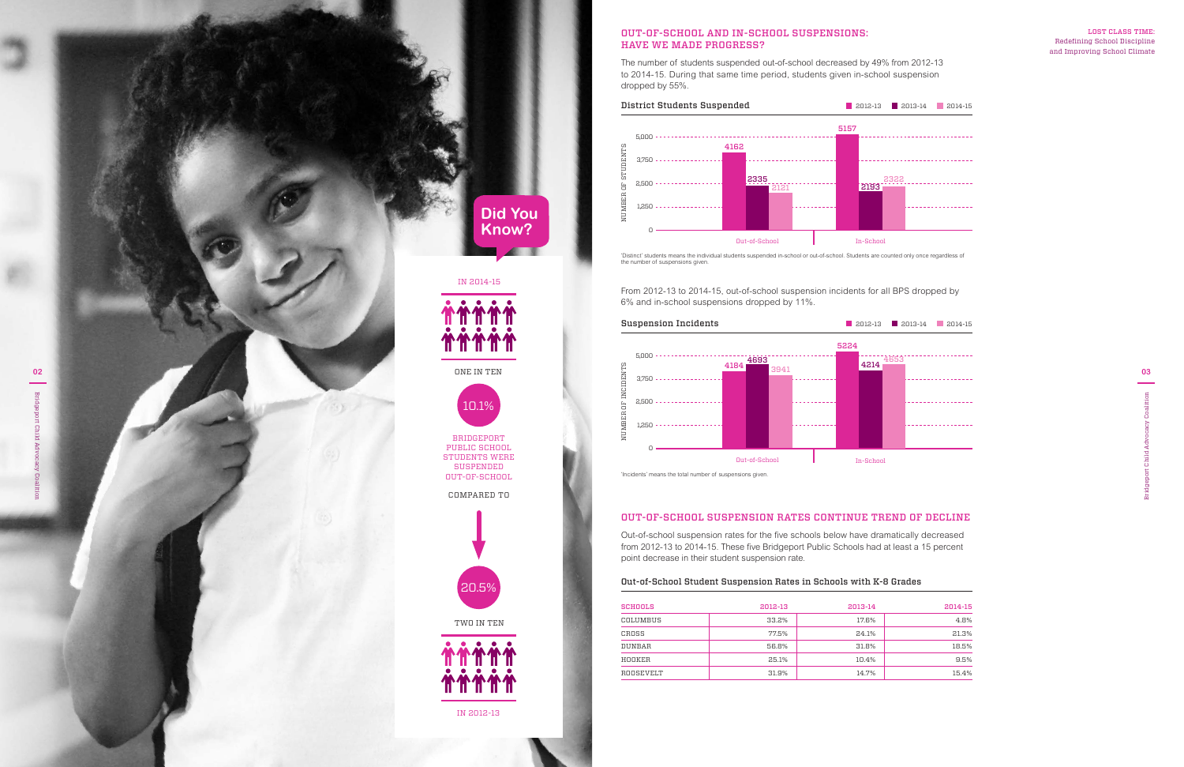## Did You Know?

IN 2014-15

ONE IN TEN

10.1%

BRIDGEPORT PUBLIC SCHOOL STUDENTS WERE SUSPENDED OUT-OF-SCHOOL

COMPARED TO

20.5%

TWO IN TEN

IN 2012-13

## OUT-OF-SCHOOL AND IN-SCHOOL SUSPENSIONS: HAVE WE MADE PROGRESS?

The number of students suspended out-of-school decreased by 49% from 2012-13 to 2014-15. During that same time period, students given in-school suspension dropped by 55%.

### District Students Suspended

| | 2012-13 | 2013-14 | 2014-15 |
|---|---|---|---|
| Out-of-School | 4162 | 2335 | 2121 |
| In-School | 5157 | 2193 | 2322 |

'Distinct' students means the individual students suspended in-school or out-of-school. Students are counted only once regardless of the number of suspensions given.

From 2012-13 to 2014-15, out-of-school suspension incidents for all BPS dropped by 6% and in-school suspensions dropped by 11%.

### Suspension Incidents

| | 2012-13 | 2013-14 | 2014-15 |
|---|---|---|---|
| Out-of-School | 4184 | 4693 | 3941 |
| In-School | 5224 | 4214 | 4653 |

'Incidents' means the total number of suspensions given.

## OUT-OF-SCHOOL SUSPENSION RATES CONTINUE TREND OF DECLINE

Out-of-school suspension rates for the five schools below have dramatically decreased from 2012-13 to 2014-15. These five Bridgeport Public Schools had at least a 15 percent point decrease in their student suspension rate.

### Out-of-School Student Suspension Rates in Schools with K-8 Grades

| SCHOOLS | 2012-13 | 2013-14 | 2014-15 |
|---|---|---|---|
| COLUMBUS | 33.2% | 17.6% | 4.8% |
| CROSS | 77.5% | 24.1% | 21.3% |
| DUNBAR | 56.8% | 31.8% | 18.5% |
| HOOKER | 25.1% | 10.4% | 9.5% |
| ROOSEVELT | 31.9% | 14.7% | 15.4% |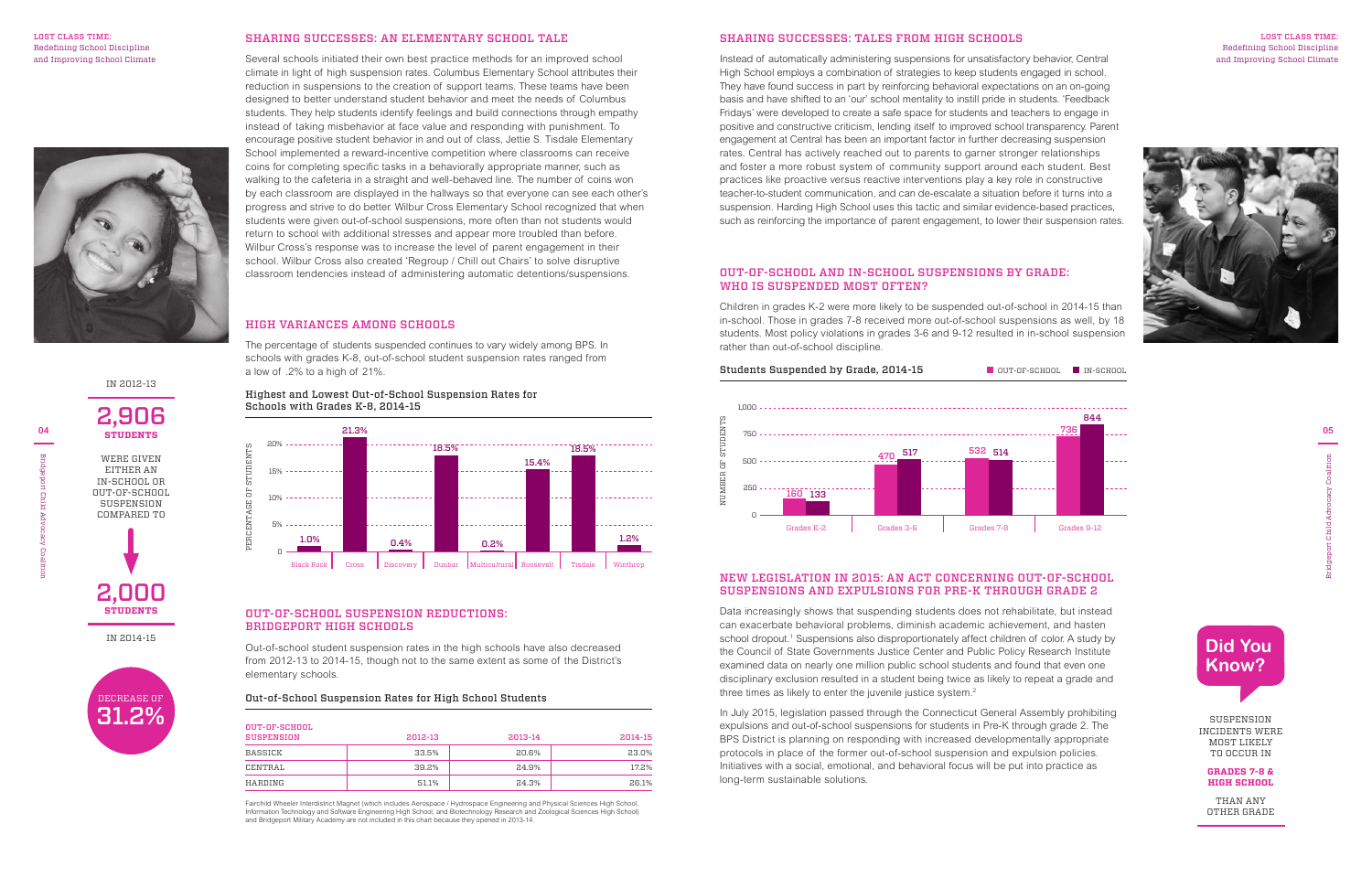## SHARING SUCCESSES: AN ELEMENTARY SCHOOL TALE

Several schools initiated their own best practice methods for an improved school climate in light of high suspension rates. Columbus Elementary School attributes their reduction in suspensions to the creation of support teams. These teams have been designed to better understand student behavior and meet the needs of Columbus students. They help students identify feelings and build connections through empathy instead of taking misbehavior at face value and responding with punishment. To encourage positive student behavior in and out of class, Jettie S. Tisdale Elementary School implemented a reward-incentive competition where classrooms can receive coins for completing specific tasks in a behaviorally appropriate manner, such as walking to the cafeteria in a straight and well-behaved line. The number of coins won by each classroom are displayed in the hallways so that everyone can see each other's progress and strive to do better. Wilbur Cross Elementary School recognized that when students were given out-of-school suspensions, more often than not students would return to school with additional stresses and appear more troubled than before. Wilbur Cross's response was to increase the level of parent engagement in their school. Wilbur Cross also created 'Regroup / Chill out Chairs' to solve disruptive classroom tendencies instead of administering automatic detentions/suspensions.

IN 2012-13

**2,906 STUDENTS**

WERE GIVEN EITHER AN IN-SCHOOL OR OUT-OF-SCHOOL SUSPENSION COMPARED TO

**2,000 STUDENTS**

IN 2014-15

DECREASE OF **31.2%**

## HIGH VARIANCES AMONG SCHOOLS

The percentage of students suspended continues to vary widely among BPS. In schools with grades K-8, out-of-school student suspension rates ranged from a low of .2% to a high of 21%.

### Highest and Lowest Out-of-School Suspension Rates for Schools with Grades K-8, 2014-15

| School | Percentage of Students |
|---|---|
| Black Rock | 1.0% |
| Cross | 21.3% |
| Discovery | 0.4% |
| Dunbar | 18.5% |
| Multicultural | 0.2% |
| Roosevelt | 15.4% |
| Tisdale | 18.5% |
| Winthrop | 1.2% |

## OUT-OF-SCHOOL SUSPENSION REDUCTIONS: BRIDGEPORT HIGH SCHOOLS

Out-of-school student suspension rates in the high schools have also decreased from 2012-13 to 2014-15, though not to the same extent as some of the District's elementary schools.

### Out-of-School Suspension Rates for High School Students

| OUT-OF-SCHOOL SUSPENSION | 2012-13 | 2013-14 | 2014-15 |
|---|---|---|---|
| BASSICK | 33.5% | 20.6% | 23.0% |
| CENTRAL | 39.2% | 24.9% | 17.2% |
| HARDING | 51.1% | 24.3% | 26.1% |

Fairchild Wheeler Interdistrict Magnet (which includes Aerospace / Hydrospace Engineering and Physical Sciences High School, Information Technology and Software Engineering High School, and Biotechnology Research and Zoological Sciences High School) and Bridgeport Military Academy are not included in this chart because they opened in 2013-14.

## SHARING SUCCESSES: TALES FROM HIGH SCHOOLS

Instead of automatically administering suspensions for unsatisfactory behavior, Central High School employs a combination of strategies to keep students engaged in school. They have found success in part by reinforcing behavioral expectations on an on-going basis and have shifted to an 'our' school mentality to instill pride in students. 'Feedback Fridays' were developed to create a safe space for students and teachers to engage in positive and constructive criticism, lending itself to improved school transparency. Parent engagement at Central has been an important factor in further decreasing suspension rates. Central has actively reached out to parents to garner stronger relationships and foster a more robust system of community support around each student. Best practices like proactive versus reactive interventions play a key role in constructive teacher-to-student communication, and can de-escalate a situation before it turns into a suspension. Harding High School uses this tactic and similar evidence-based practices, such as reinforcing the importance of parent engagement, to lower their suspension rates.

## OUT-OF-SCHOOL AND IN-SCHOOL SUSPENSIONS BY GRADE: WHO IS SUSPENDED MOST OFTEN?

Children in grades K-2 were more likely to be suspended out-of-school in 2014-15 than in-school. Those in grades 7-8 received more out-of-school suspensions as well, by 18 students. Most policy violations in grades 3-6 and 9-12 resulted in in-school suspension rather than out-of-school discipline.

### Students Suspended by Grade, 2014-15

| Grade | Out-of-School | In-School |
|---|---|---|
| Grades K-2 | 160 | 133 |
| Grades 3-6 | 470 | 517 |
| Grades 7-8 | 532 | 514 |
| Grades 9-12 | 736 | 844 |

## NEW LEGISLATION IN 2015: AN ACT CONCERNING OUT-OF-SCHOOL SUSPENSIONS AND EXPULSIONS FOR PRE-K THROUGH GRADE 2

Data increasingly shows that suspending students does not rehabilitate, but instead can exacerbate behavioral problems, diminish academic achievement, and hasten school dropout.[1] Suspensions also disproportionately affect children of color. A study by the Council of State Governments Justice Center and Public Policy Research Institute examined data on nearly one million public school students and found that even one disciplinary exclusion resulted in a student being twice as likely to repeat a grade and three times as likely to enter the juvenile justice system.[2]

In July 2015, legislation passed through the Connecticut General Assembly prohibiting expulsions and out-of-school suspensions for students in Pre-K through grade 2. The BPS District is planning on responding with increased developmentally appropriate protocols in place of the former out-of-school suspension and expulsion policies. Initiatives with a social, emotional, and behavioral focus will be put into practice as long-term sustainable solutions.

**Did You Know?**

SUSPENSION INCIDENTS WERE MOST LIKELY TO OCCUR IN

**GRADES 7-8 & HIGH SCHOOL**

THAN ANY OTHER GRADE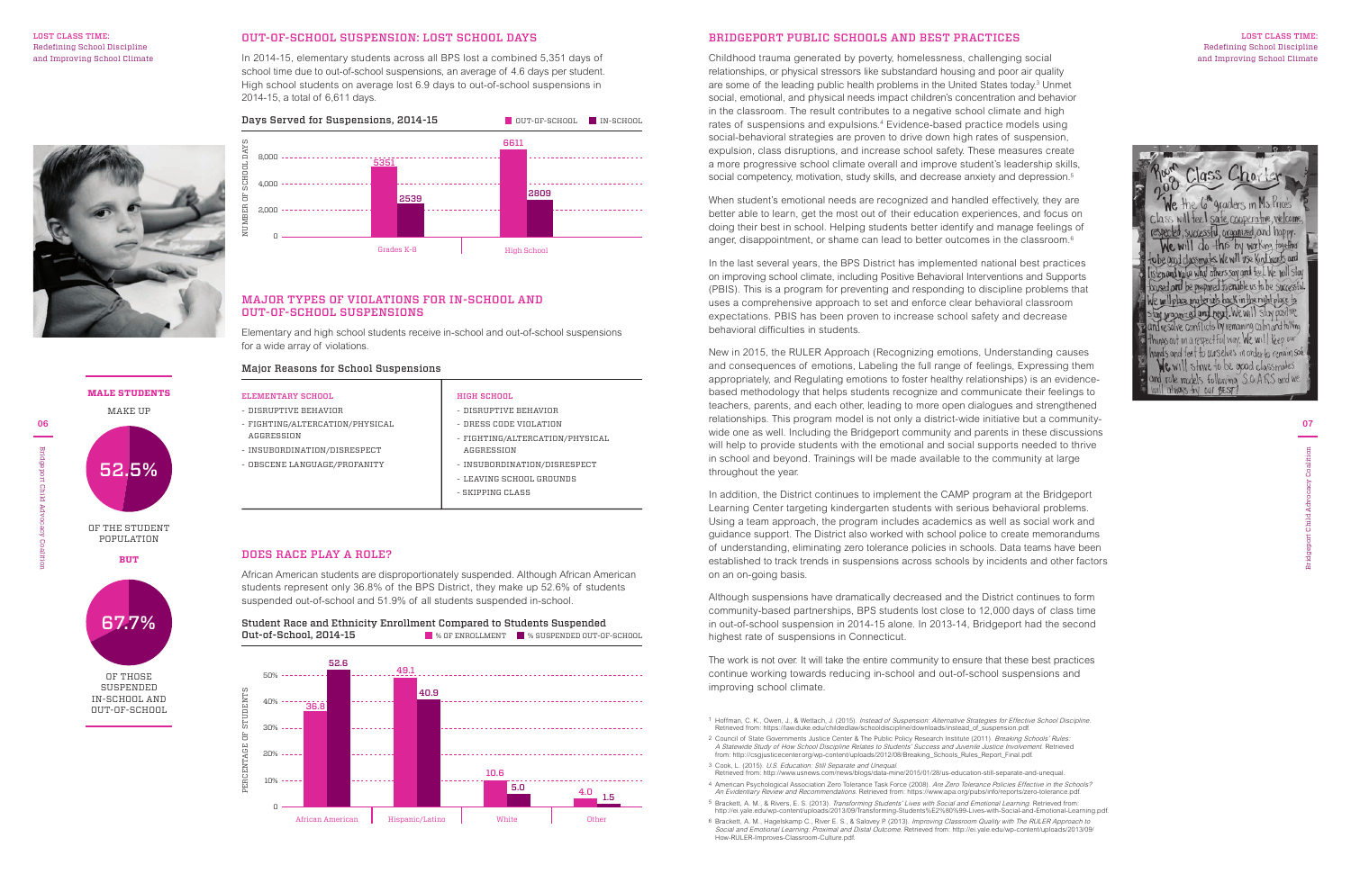## OUT-OF-SCHOOL SUSPENSION: LOST SCHOOL DAYS

In 2014-15, elementary students across all BPS lost a combined 5,351 days of school time due to out-of-school suspensions, an average of 4.6 days per student. High school students on average lost 6.9 days to out-of-school suspensions in 2014-15, a total of 6,611 days.

**Days Served for Suspensions, 2014-15**

| | Out-of-School | In-School |
|---|---|---|
| Grades K-8 | 5351 | 2539 |
| High School | 6611 | 2809 |

## MAJOR TYPES OF VIOLATIONS FOR IN-SCHOOL AND OUT-OF-SCHOOL SUSPENSIONS

Elementary and high school students receive in-school and out-of-school suspensions for a wide array of violations.

**Major Reasons for School Suspensions**

| ELEMENTARY SCHOOL | HIGH SCHOOL |
|---|---|
| - DISRUPTIVE BEHAVIOR | - DISRUPTIVE BEHAVIOR |
| - FIGHTING/ALTERCATION/PHYSICAL AGGRESSION | - DRESS CODE VIOLATION |
| - INSUBORDINATION/DISRESPECT | - FIGHTING/ALTERCATION/PHYSICAL AGGRESSION |
| - OBSCENE LANGUAGE/PROFANITY | - INSUBORDINATION/DISRESPECT |
| | - LEAVING SCHOOL GROUNDS |
| | - SKIPPING CLASS |

**MALE STUDENTS** MAKE UP 52.5% OF THE STUDENT POPULATION **BUT** 67.7% OF THOSE SUSPENDED IN-SCHOOL AND OUT-OF-SCHOOL

## DOES RACE PLAY A ROLE?

African American students are disproportionately suspended. Although African American students represent only 36.8% of the BPS District, they make up 52.6% of students suspended out-of-school and 51.9% of all students suspended in-school.

**Student Race and Ethnicity Enrollment Compared to Students Suspended Out-of-School, 2014-15**

| | % of Enrollment | % Suspended Out-of-School |
|---|---|---|
| African American | 36.8 | 52.6 |
| Hispanic/Latino | 49.1 | 40.9 |
| White | 10.6 | 5.0 |
| Other | 4.0 | 1.5 |

## BRIDGEPORT PUBLIC SCHOOLS AND BEST PRACTICES

Childhood trauma generated by poverty, homelessness, challenging social relationships, or physical stressors like substandard housing and poor air quality are some of the leading public health problems in the United States today.[3] Unmet social, emotional, and physical needs impact children's concentration and behavior in the classroom. The result contributes to a negative school climate and high rates of suspensions and expulsions.[4] Evidence-based practice models using social-behavioral strategies are proven to drive down high rates of suspension, expulsion, class disruptions, and increase school safety. These measures create a more progressive school climate overall and improve student's leadership skills, social competency, motivation, study skills, and decrease anxiety and depression.[5]

When student's emotional needs are recognized and handled effectively, they are better able to learn, get the most out of their education experiences, and focus on doing their best in school. Helping students better identify and manage feelings of anger, disappointment, or shame can lead to better outcomes in the classroom.[6]

In the last several years, the BPS District has implemented national best practices on improving school climate, including Positive Behavioral Interventions and Supports (PBIS). This is a program for preventing and responding to discipline problems that uses a comprehensive approach to set and enforce clear behavioral classroom expectations. PBIS has been proven to increase school safety and decrease behavioral difficulties in students.

New in 2015, the RULER Approach (Recognizing emotions, Understanding causes and consequences of emotions, Labeling the full range of feelings, Expressing them appropriately, and Regulating emotions to foster healthy relationships) is an evidence-based methodology that helps students recognize and communicate their feelings to teachers, parents, and each other, leading to more open dialogues and strengthened relationships. This program model is not only a district-wide initiative but a community-wide one as well. Including the Bridgeport community and parents in these discussions will help to provide students with the emotional and social supports needed to thrive in school and beyond. Trainings will be made available to the community at large throughout the year.

In addition, the District continues to implement the CAMP program at the Bridgeport Learning Center targeting kindergarten students with serious behavioral problems. Using a team approach, the program includes academics as well as social work and guidance support. The District also worked with school police to create memorandums of understanding, eliminating zero tolerance policies in schools. Data teams have been established to track trends in suspensions across schools by incidents and other factors on an on-going basis.

Although suspensions have dramatically decreased and the District continues to form community-based partnerships, BPS students lost close to 12,000 days of class time in out-of-school suspension in 2014-15 alone. In 2013-14, Bridgeport had the second highest rate of suspensions in Connecticut.

The work is not over. It will take the entire community to ensure that these best practices continue working towards reducing in-school and out-of-school suspensions and improving school climate.

---

1 Hoffman, C. K., Owen, J., & Wettach, J. (2015). *Instead of Suspension: Alternative Strategies for Effective School Discipline.* Retrieved from: https://law.duke.edu/childedlaw/schooldiscipline/downloads/instead_of_suspension.pdf.

2 Council of State Governments Justice Center & The Public Policy Research Institute (2011). *Breaking Schools' Rules: A Statewide Study of How School Discipline Relates to Students' Success and Juvenile Justice Involvement.* Retrieved from: http://csgjusticecenter.org/wp-content/uploads/2012/08/Breaking_Schools_Rules_Report_Final.pdf.

3 Cook, L. (2015). *U.S. Education: Still Separate and Unequal.* Retrieved from: http://www.usnews.com/news/blogs/data-mine/2015/01/28/us-education-still-separate-and-unequal.

4 American Psychological Association Zero Tolerance Task Force (2008). *Are Zero Tolerance Policies Effective in the Schools? An Evidentiary Review and Recommendations.* Retrieved from: https://www.apa.org/pubs/info/reports/zero-tolerance.pdf.

5 Brackett, A. M., & Rivers, E. S. (2013). *Transforming Students' Lives with Social and Emotional Learning.* Retrieved from: http://ei.yale.edu/wp-content/uploads/2013/09/Transforming-Students%E2%80%99-Lives-with-Social-and-Emotional-Learning.pdf.

6 Brackett, A. M., Hagelskamp C., River E. S., & Salovey P. (2013). *Improving Classroom Quality with The RULER Approach to Social and Emotional Learning: Proximal and Distal Outcome.* Retrieved from: http://ei.yale.edu/wp-content/uploads/2013/09/How-RULER-Improves-Classroom-Culture.pdf.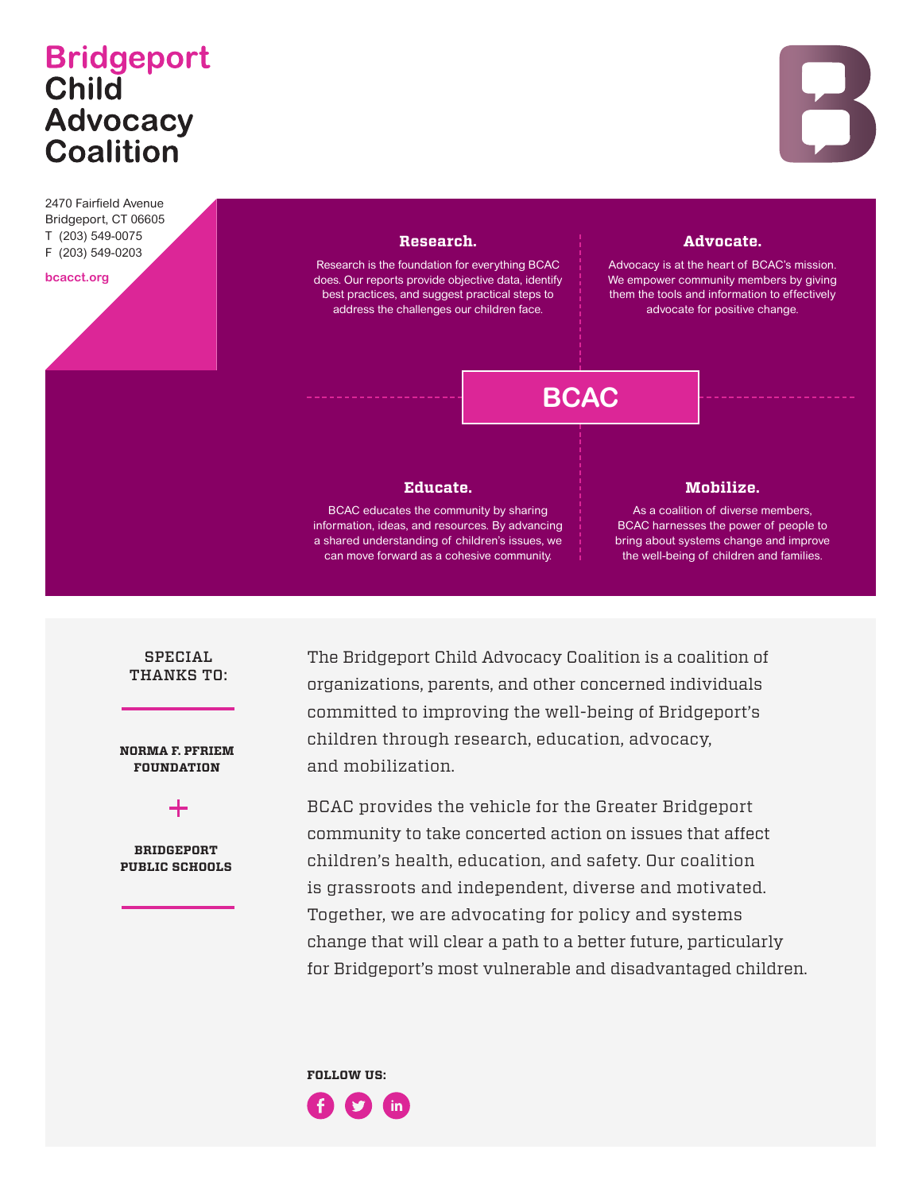# Bridgeport Child Advocacy Coalition

2470 Fairfield Avenue
Bridgeport, CT 06605
T (203) 549-0075
F (203) 549-0203

bcacct.org

### Research.

Research is the foundation for everything BCAC does. Our reports provide objective data, identify best practices, and suggest practical steps to address the challenges our children face.

### Advocate.

Advocacy is at the heart of BCAC's mission. We empower community members by giving them the tools and information to effectively advocate for positive change.

**BCAC**

### Educate.

BCAC educates the community by sharing information, ideas, and resources. By advancing a shared understanding of children's issues, we can move forward as a cohesive community.

### Mobilize.

As a coalition of diverse members, BCAC harnesses the power of people to bring about systems change and improve the well-being of children and families.

**SPECIAL THANKS TO:**

**NORMA F. PFRIEM FOUNDATION**

+

**BRIDGEPORT PUBLIC SCHOOLS**

The Bridgeport Child Advocacy Coalition is a coalition of organizations, parents, and other concerned individuals committed to improving the well-being of Bridgeport's children through research, education, advocacy, and mobilization.

BCAC provides the vehicle for the Greater Bridgeport community to take concerted action on issues that affect children's health, education, and safety. Our coalition is grassroots and independent, diverse and motivated. Together, we are advocating for policy and systems change that will clear a path to a better future, particularly for Bridgeport's most vulnerable and disadvantaged children.

**FOLLOW US:**